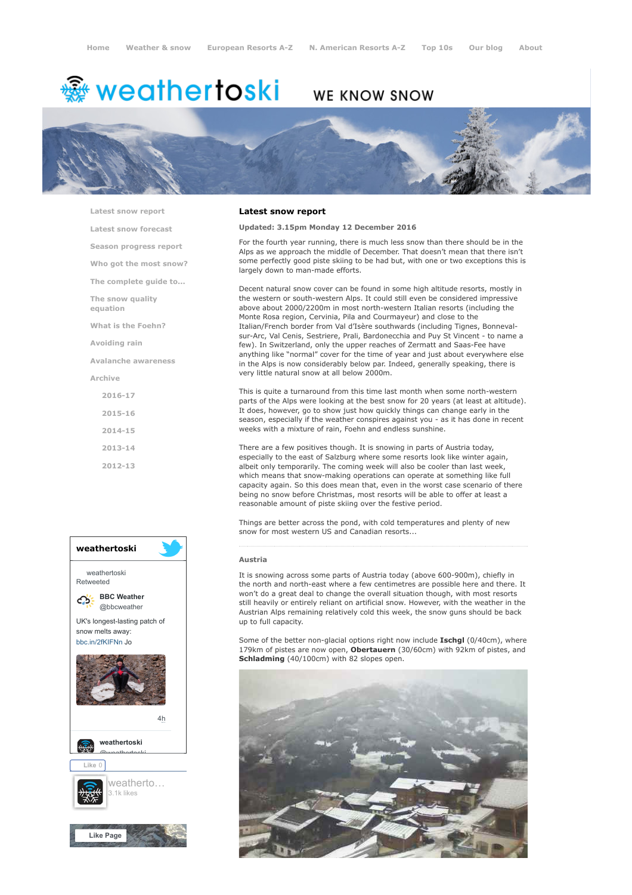Home | Weather & snow | European Resorts A-Z | N. American Resorts A-Z | Top 10s | Our blog | About

# weathertoski

WE KNOW SNOW

- Latest snow report
- Latest snow forecast
- Season progress report
- Who got the most snow?
- The complete guide to...
- The snow quality equation
- What is the Foehn?
- Avoiding rain
- Avalanche awareness
- Archive
  - 2016-17
  - 2015-16
  - 2014-15
  - 2013-14
  - 2012-13

## Latest snow report

**Updated: 3.15pm Monday 12 December 2016**

For the fourth year running, there is much less snow than there should be in the Alps as we approach the middle of December. That doesn't mean that there isn't some perfectly good piste skiing to be had but, with one or two exceptions this is largely down to man-made efforts.

Decent natural snow cover can be found in some high altitude resorts, mostly in the western or south-western Alps. It could still even be considered impressive above about 2000/2200m in most north-western Italian resorts (including the Monte Rosa region, Cervinia, Pila and Courmayeur) and close to the Italian/French border from Val d'Isère southwards (including Tignes, Bonneval-sur-Arc, Val Cenis, Sestriere, Prali, Bardonecchia and Puy St Vincent - to name a few). In Switzerland, only the upper reaches of Zermatt and Saas-Fee have anything like "normal" cover for the time of year and just about everywhere else in the Alps is now considerably below par. Indeed, generally speaking, there is very little natural snow at all below 2000m.

This is quite a turnaround from this time last month when some north-western parts of the Alps were looking at the best snow for 20 years (at least at altitude). It does, however, go to show just how quickly things can change early in the season, especially if the weather conspires against you - as it has done in recent weeks with a mixture of rain, Foehn and endless sunshine.

There are a few positives though. It is snowing in parts of Austria today, especially to the east of Salzburg where some resorts look like winter again, albeit only temporarily. The coming week will also be cooler than last week, which means that snow-making operations can operate at something like full capacity again. So this does mean that, even in the worst case scenario of there being no snow before Christmas, most resorts will be able to offer at least a reasonable amount of piste skiing over the festive period.

Things are better across the pond, with cold temperatures and plenty of new snow for most western US and Canadian resorts...

### Austria

It is snowing across some parts of Austria today (above 600-900m), chiefly in the north and north-east where a few centimetres are possible here and there. It won't do a great deal to change the overall situation though, with most resorts still heavily or entirely reliant on artificial snow. However, with the weather in the Austrian Alps remaining relatively cold this week, the snow guns should be back up to full capacity.

Some of the better non-glacial options right now include **Ischgl** (0/40cm), where 179km of pistes are now open, **Obertauern** (30/60cm) with 92km of pistes, and **Schladming** (40/100cm) with 82 slopes open.

**weathertoski**

weathertoski Retweeted

BBC Weather @bbcweather

UK's longest-lasting patch of snow melts away: bbc.in/2fKIFNn Jo

4h

weathertoski @weathertoski

Like 0

weatherto... 3.1k likes

Like Page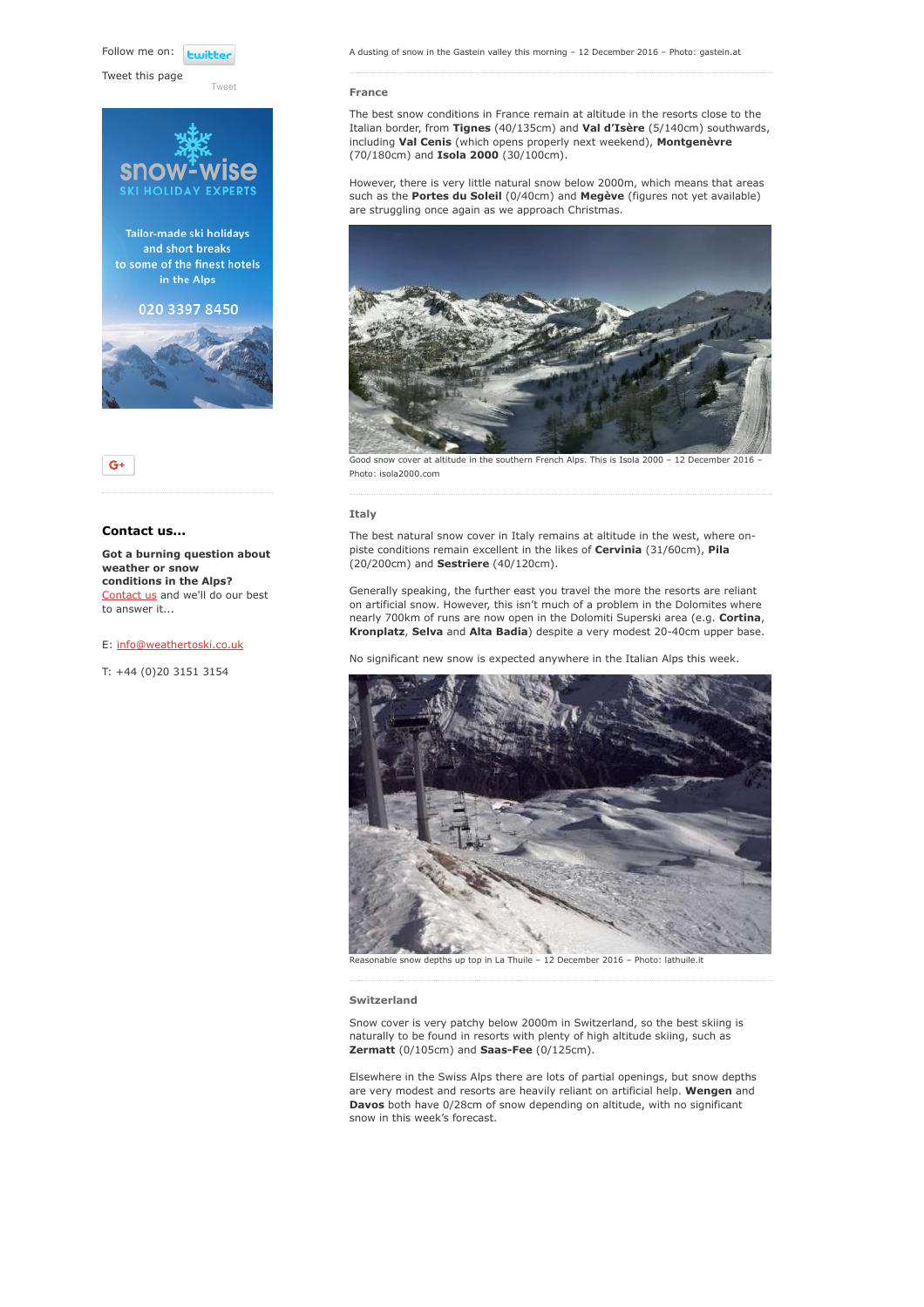Follow me on: twitter

Tweet this page

Tweet

snow-wise
SKI HOLIDAY EXPERTS

Tailor-made ski holidays and short breaks to some of the finest hotels in the Alps

020 3397 8450

G+

**Contact us...**

**Got a burning question about weather or snow conditions in the Alps?** Contact us and we'll do our best to answer it...

E: info@weathertoski.co.uk

T: +44 (0)20 3151 3154

A dusting of snow in the Gastein valley this morning – 12 December 2016 – Photo: gastein.at

### France

The best snow conditions in France remain at altitude in the resorts close to the Italian border, from **Tignes** (40/135cm) and **Val d'Isère** (5/140cm) southwards, including **Val Cenis** (which opens properly next weekend), **Montgenèvre** (70/180cm) and **Isola 2000** (30/100cm).

However, there is very little natural snow below 2000m, which means that areas such as the **Portes du Soleil** (0/40cm) and **Megève** (figures not yet available) are struggling once again as we approach Christmas.

Good snow cover at altitude in the southern French Alps. This is Isola 2000 – 12 December 2016 – Photo: isola2000.com

### Italy

The best natural snow cover in Italy remains at altitude in the west, where on-piste conditions remain excellent in the likes of **Cervinia** (31/60cm), **Pila** (20/200cm) and **Sestriere** (40/120cm).

Generally speaking, the further east you travel the more the resorts are reliant on artificial snow. However, this isn't much of a problem in the Dolomites where nearly 700km of runs are now open in the Dolomiti Superski area (e.g. **Cortina**, **Kronplatz**, **Selva** and **Alta Badia**) despite a very modest 20-40cm upper base.

No significant new snow is expected anywhere in the Italian Alps this week.

Reasonable snow depths up top in La Thuile – 12 December 2016 – Photo: lathuile.it

### Switzerland

Snow cover is very patchy below 2000m in Switzerland, so the best skiing is naturally to be found in resorts with plenty of high altitude skiing, such as **Zermatt** (0/105cm) and **Saas-Fee** (0/125cm).

Elsewhere in the Swiss Alps there are lots of partial openings, but snow depths are very modest and resorts are heavily reliant on artificial help. **Wengen** and **Davos** both have 0/28cm of snow depending on altitude, with no significant snow in this week's forecast.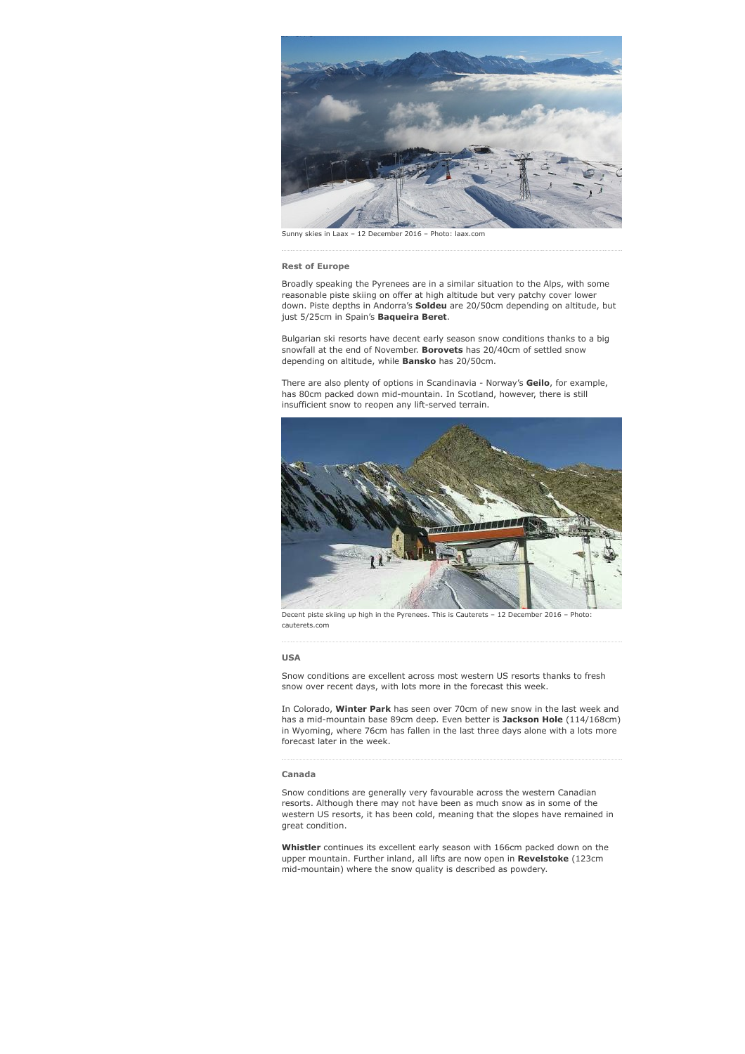Sunny skies in Laax – 12 December 2016 – Photo: laax.com

### Rest of Europe

Broadly speaking the Pyrenees are in a similar situation to the Alps, with some reasonable piste skiing on offer at high altitude but very patchy cover lower down. Piste depths in Andorra's **Soldeu** are 20/50cm depending on altitude, but just 5/25cm in Spain's **Baqueira Beret**.

Bulgarian ski resorts have decent early season snow conditions thanks to a big snowfall at the end of November. **Borovets** has 20/40cm of settled snow depending on altitude, while **Bansko** has 20/50cm.

There are also plenty of options in Scandinavia - Norway's **Geilo**, for example, has 80cm packed down mid-mountain. In Scotland, however, there is still insufficient snow to reopen any lift-served terrain.

Decent piste skiing up high in the Pyrenees. This is Cauterets – 12 December 2016 – Photo: cauterets.com

### USA

Snow conditions are excellent across most western US resorts thanks to fresh snow over recent days, with lots more in the forecast this week.

In Colorado, **Winter Park** has seen over 70cm of new snow in the last week and has a mid-mountain base 89cm deep. Even better is **Jackson Hole** (114/168cm) in Wyoming, where 76cm has fallen in the last three days alone with a lots more forecast later in the week.

### Canada

Snow conditions are generally very favourable across the western Canadian resorts. Although there may not have been as much snow as in some of the western US resorts, it has been cold, meaning that the slopes have remained in great condition.

**Whistler** continues its excellent early season with 166cm packed down on the upper mountain. Further inland, all lifts are now open in **Revelstoke** (123cm mid-mountain) where the snow quality is described as powdery.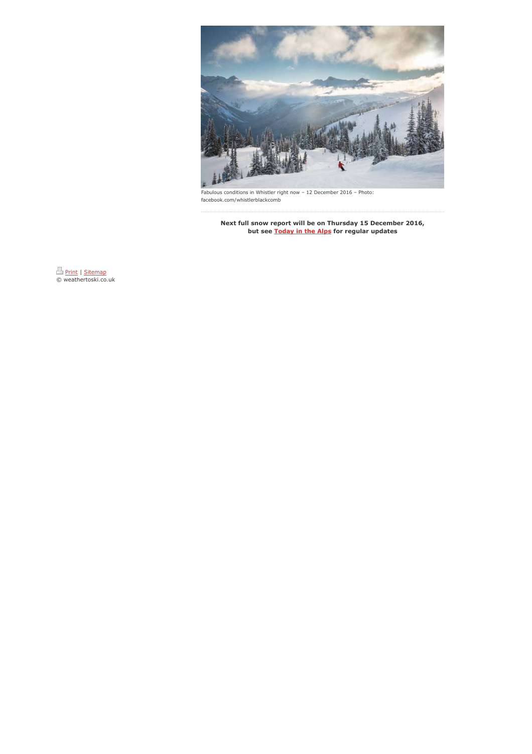Fabulous conditions in Whistler right now – 12 December 2016 – Photo: facebook.com/whistlerblackcomb

---

**Next full snow report will be on Thursday 15 December 2016, but see Today in the Alps for regular updates**

Print | Sitemap
© weathertoski.co.uk